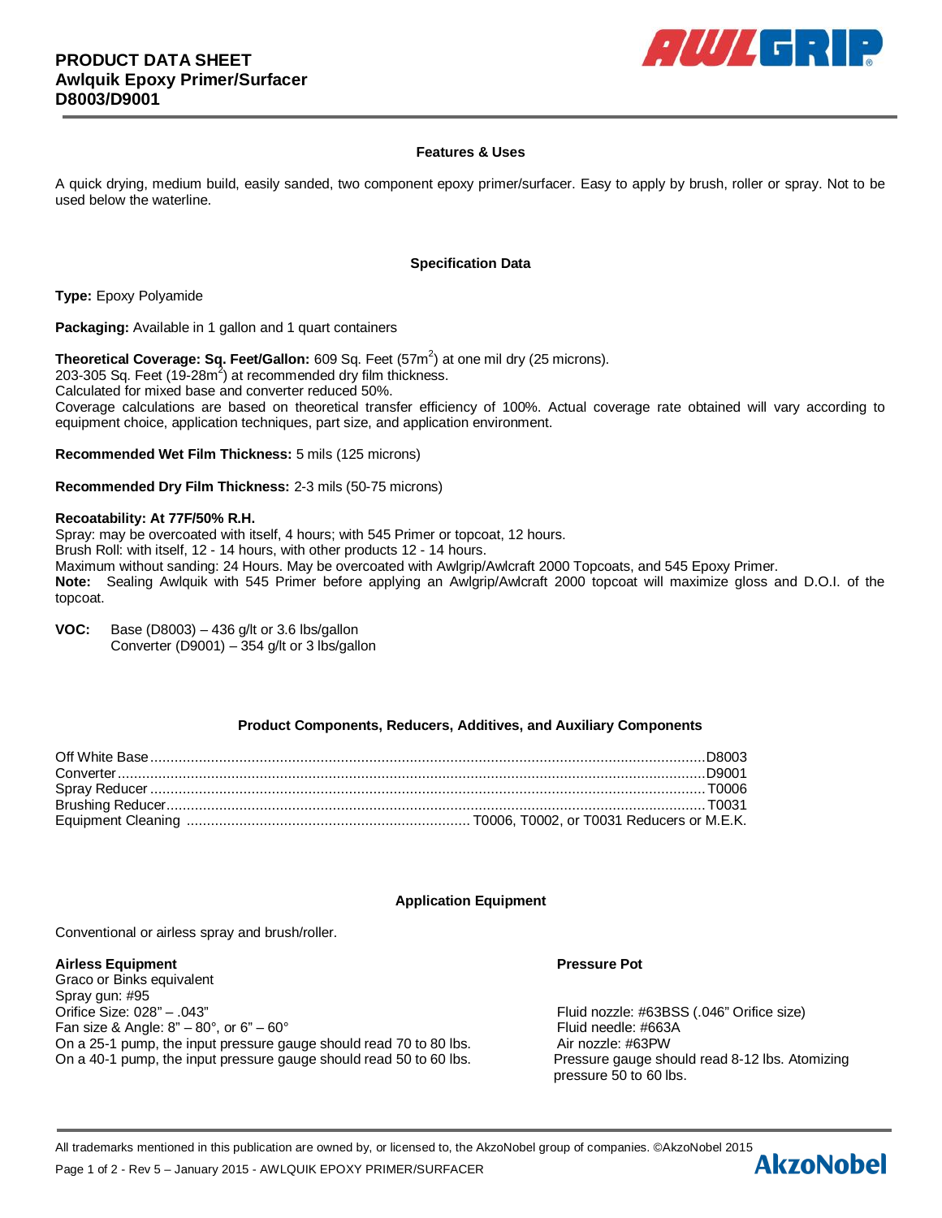# PRODUCT DATA SHEET
# Awlquik Epoxy Primer/Surfacer
# D8003/D9001

## Features & Uses

A quick drying, medium build, easily sanded, two component epoxy primer/surfacer. Easy to apply by brush, roller or spray. Not to be used below the waterline.

## Specification Data

**Type:** Epoxy Polyamide

**Packaging:** Available in 1 gallon and 1 quart containers

**Theoretical Coverage: Sq. Feet/Gallon:** 609 Sq. Feet (57m$^2$) at one mil dry (25 microns).
203-305 Sq. Feet (19-28m$^2$) at recommended dry film thickness.
Calculated for mixed base and converter reduced 50%.
Coverage calculations are based on theoretical transfer efficiency of 100%. Actual coverage rate obtained will vary according to equipment choice, application techniques, part size, and application environment.

**Recommended Wet Film Thickness:** 5 mils (125 microns)

**Recommended Dry Film Thickness:** 2-3 mils (50-75 microns)

**Recoatability: At 77F/50% R.H.**
Spray: may be overcoated with itself, 4 hours; with 545 Primer or topcoat, 12 hours.
Brush Roll: with itself, 12 - 14 hours, with other products 12 - 14 hours.
Maximum without sanding: 24 Hours. May be overcoated with Awlgrip/Awlcraft 2000 Topcoats, and 545 Epoxy Primer.
**Note:** Sealing Awlquik with 545 Primer before applying an Awlgrip/Awlcraft 2000 topcoat will maximize gloss and D.O.I. of the topcoat.

**VOC:** Base (D8003) – 436 g/lt or 3.6 lbs/gallon
Converter (D9001) – 354 g/lt or 3 lbs/gallon

## Product Components, Reducers, Additives, and Auxiliary Components

| Component | Product |
|---|---|
| Off White Base | D8003 |
| Converter | D9001 |
| Spray Reducer | T0006 |
| Brushing Reducer | T0031 |
| Equipment Cleaning | T0006, T0002, or T0031 Reducers or M.E.K. |

## Application Equipment

Conventional or airless spray and brush/roller.

**Airless Equipment**
Graco or Binks equivalent
Spray gun: #95
Orifice Size: 028” – .043”
Fan size & Angle: 8” – 80°, or 6” – 60°
On a 25-1 pump, the input pressure gauge should read 70 to 80 lbs.
On a 40-1 pump, the input pressure gauge should read 50 to 60 lbs.

**Pressure Pot**
Fluid nozzle: #63BSS (.046” Orifice size)
Fluid needle: #663A
Air nozzle: #63PW
Pressure gauge should read 8-12 lbs. Atomizing pressure 50 to 60 lbs.

All trademarks mentioned in this publication are owned by, or licensed to, the AkzoNobel group of companies. ©AkzoNobel 2015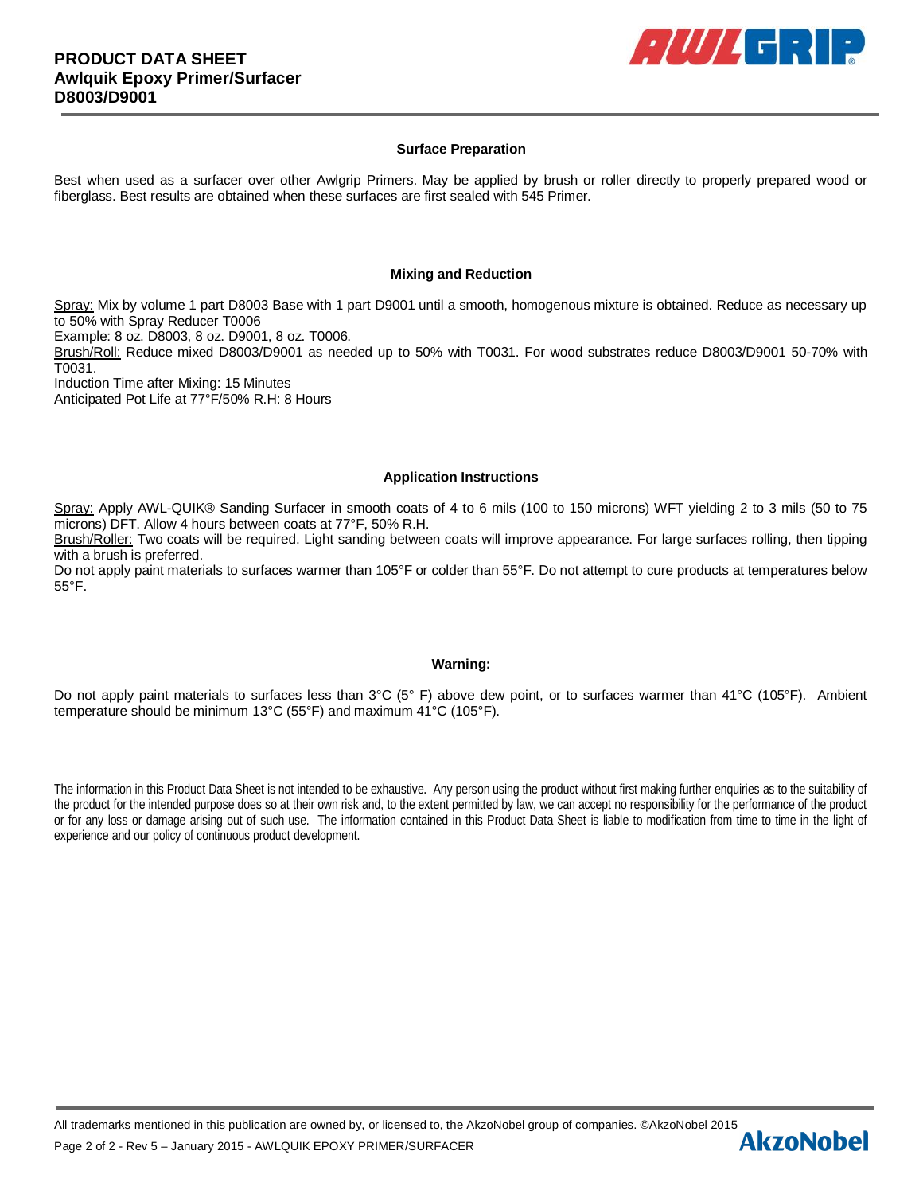## Surface Preparation

Best when used as a surfacer over other Awlgrip Primers. May be applied by brush or roller directly to properly prepared wood or fiberglass. Best results are obtained when these surfaces are first sealed with 545 Primer.

## Mixing and Reduction

Spray: Mix by volume 1 part D8003 Base with 1 part D9001 until a smooth, homogenous mixture is obtained. Reduce as necessary up to 50% with Spray Reducer T0006
Example: 8 oz. D8003, 8 oz. D9001, 8 oz. T0006.
Brush/Roll: Reduce mixed D8003/D9001 as needed up to 50% with T0031. For wood substrates reduce D8003/D9001 50-70% with T0031.
Induction Time after Mixing: 15 Minutes
Anticipated Pot Life at 77°F/50% R.H: 8 Hours

## Application Instructions

Spray: Apply AWL-QUIK® Sanding Surfacer in smooth coats of 4 to 6 mils (100 to 150 microns) WFT yielding 2 to 3 mils (50 to 75 microns) DFT. Allow 4 hours between coats at 77°F, 50% R.H.
Brush/Roller: Two coats will be required. Light sanding between coats will improve appearance. For large surfaces rolling, then tipping with a brush is preferred.
Do not apply paint materials to surfaces warmer than 105°F or colder than 55°F. Do not attempt to cure products at temperatures below 55°F.

## Warning:

Do not apply paint materials to surfaces less than 3°C (5° F) above dew point, or to surfaces warmer than 41°C (105°F). Ambient temperature should be minimum 13°C (55°F) and maximum 41°C (105°F).

The information in this Product Data Sheet is not intended to be exhaustive. Any person using the product without first making further enquiries as to the suitability of the product for the intended purpose does so at their own risk and, to the extent permitted by law, we can accept no responsibility for the performance of the product or for any loss or damage arising out of such use. The information contained in this Product Data Sheet is liable to modification from time to time in the light of experience and our policy of continuous product development.

All trademarks mentioned in this publication are owned by, or licensed to, the AkzoNobel group of companies. ©AkzoNobel 2015